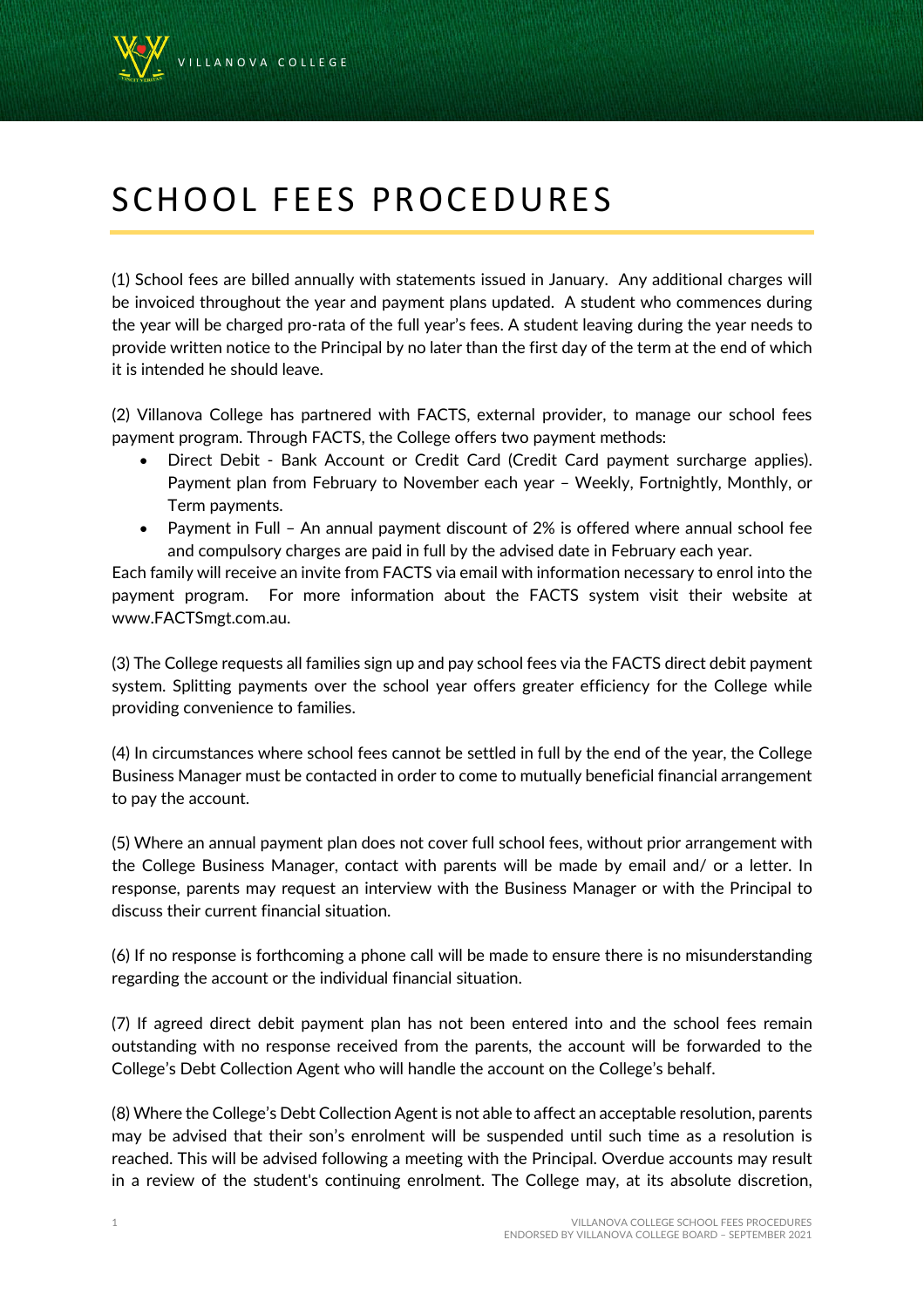# SCHOOL FEES PROCEDURES

(1) School fees are billed annually with statements issued in January. Any additional charges will be invoiced throughout the year and payment plans updated. A student who commences during the year will be charged pro-rata of the full year's fees. A student leaving during the year needs to provide written notice to the Principal by no later than the first day of the term at the end of which it is intended he should leave.

(2) Villanova College has partnered with FACTS, external provider, to manage our school fees payment program. Through FACTS, the College offers two payment methods:

- Direct Debit - Bank Account or Credit Card (Credit Card payment surcharge applies). Payment plan from February to November each year – Weekly, Fortnightly, Monthly, or Term payments.
- Payment in Full – An annual payment discount of 2% is offered where annual school fee and compulsory charges are paid in full by the advised date in February each year.

Each family will receive an invite from FACTS via email with information necessary to enrol into the payment program. For more information about the FACTS system visit their website at www.FACTSmgt.com.au.

(3) The College requests all families sign up and pay school fees via the FACTS direct debit payment system. Splitting payments over the school year offers greater efficiency for the College while providing convenience to families.

(4) In circumstances where school fees cannot be settled in full by the end of the year, the College Business Manager must be contacted in order to come to mutually beneficial financial arrangement to pay the account.

(5) Where an annual payment plan does not cover full school fees, without prior arrangement with the College Business Manager, contact with parents will be made by email and/ or a letter. In response, parents may request an interview with the Business Manager or with the Principal to discuss their current financial situation.

(6) If no response is forthcoming a phone call will be made to ensure there is no misunderstanding regarding the account or the individual financial situation.

(7) If agreed direct debit payment plan has not been entered into and the school fees remain outstanding with no response received from the parents, the account will be forwarded to the College's Debt Collection Agent who will handle the account on the College's behalf.

(8) Where the College's Debt Collection Agent is not able to affect an acceptable resolution, parents may be advised that their son's enrolment will be suspended until such time as a resolution is reached. This will be advised following a meeting with the Principal. Overdue accounts may result in a review of the student's continuing enrolment. The College may, at its absolute discretion,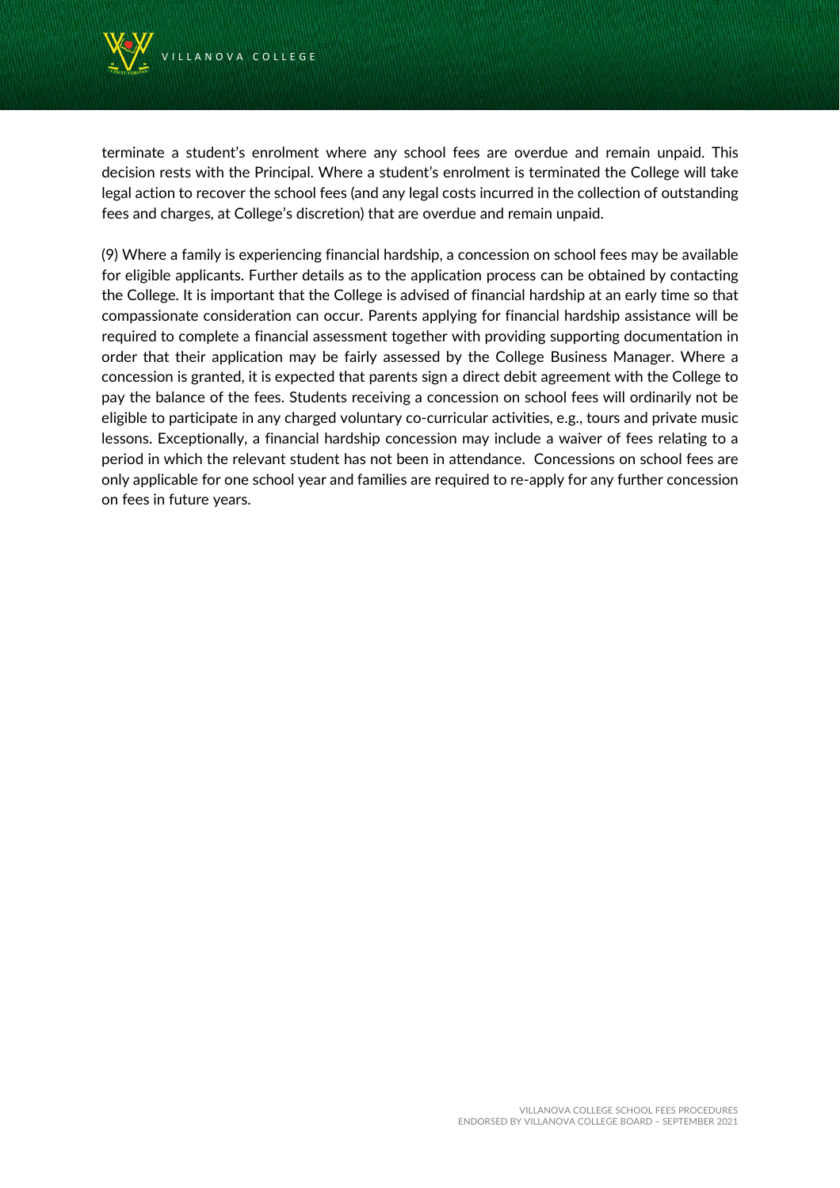terminate a student's enrolment where any school fees are overdue and remain unpaid. This decision rests with the Principal. Where a student's enrolment is terminated the College will take legal action to recover the school fees (and any legal costs incurred in the collection of outstanding fees and charges, at College's discretion) that are overdue and remain unpaid.

(9) Where a family is experiencing financial hardship, a concession on school fees may be available for eligible applicants. Further details as to the application process can be obtained by contacting the College. It is important that the College is advised of financial hardship at an early time so that compassionate consideration can occur. Parents applying for financial hardship assistance will be required to complete a financial assessment together with providing supporting documentation in order that their application may be fairly assessed by the College Business Manager. Where a concession is granted, it is expected that parents sign a direct debit agreement with the College to pay the balance of the fees. Students receiving a concession on school fees will ordinarily not be eligible to participate in any charged voluntary co-curricular activities, e.g., tours and private music lessons. Exceptionally, a financial hardship concession may include a waiver of fees relating to a period in which the relevant student has not been in attendance. Concessions on school fees are only applicable for one school year and families are required to re-apply for any further concession on fees in future years.